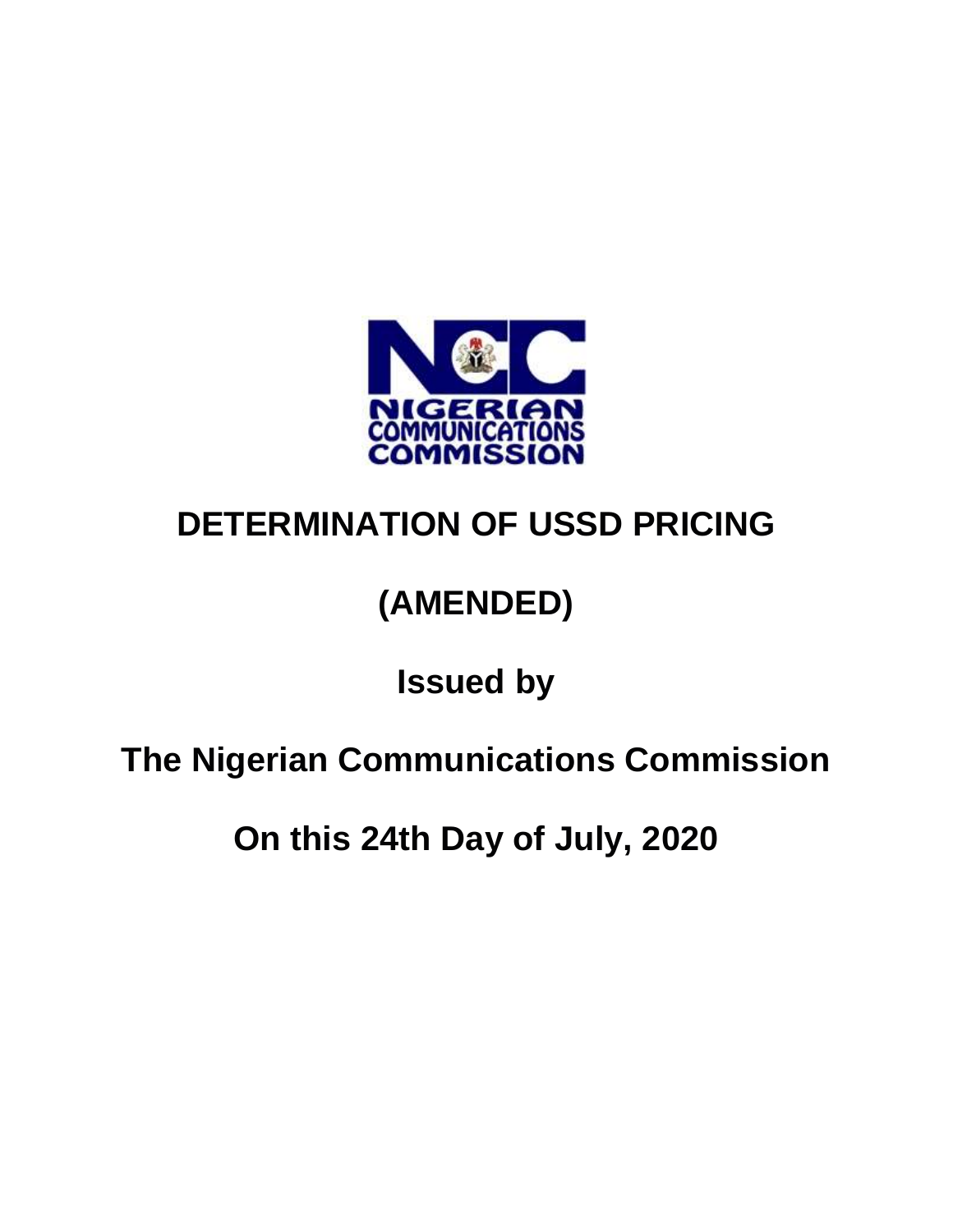# DETERMINATION OF USSD PRICING

# (AMENDED)

## Issued by

## The Nigerian Communications Commission

## On this 24th Day of July, 2020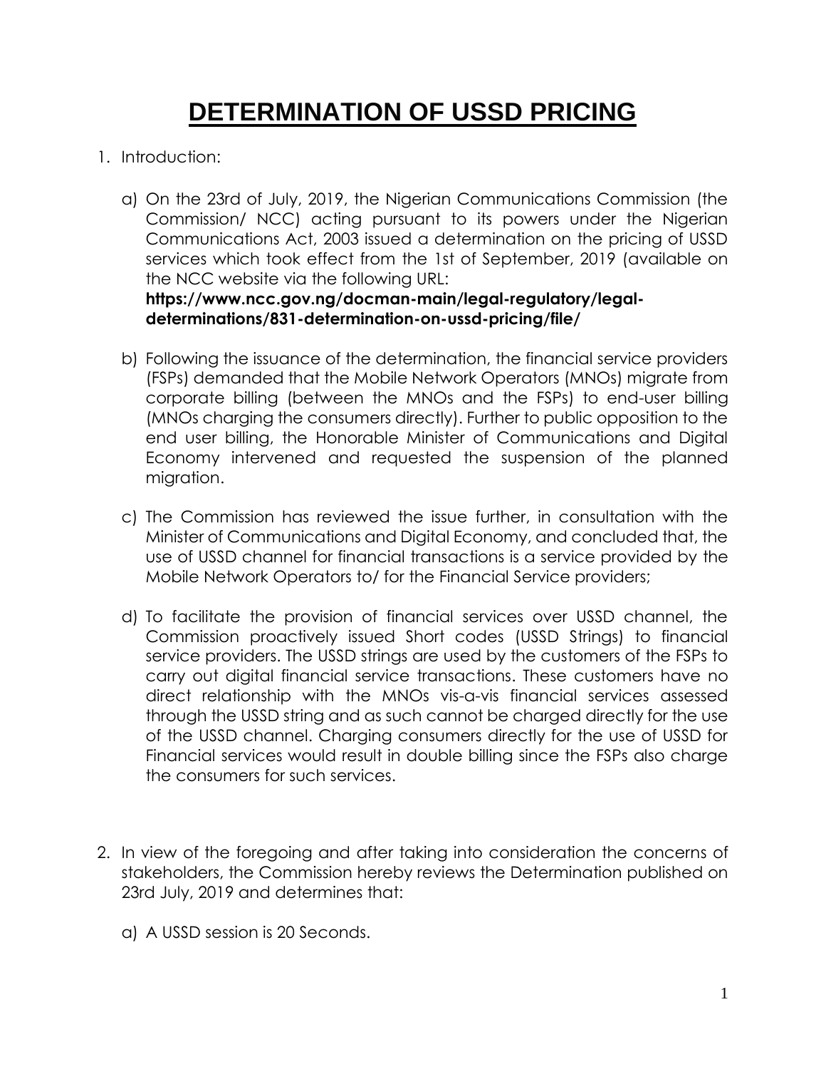# DETERMINATION OF USSD PRICING

1. Introduction:

   a) On the 23rd of July, 2019, the Nigerian Communications Commission (the Commission/ NCC) acting pursuant to its powers under the Nigerian Communications Act, 2003 issued a determination on the pricing of USSD services which took effect from the 1st of September, 2019 (available on the NCC website via the following URL: **https://www.ncc.gov.ng/docman-main/legal-regulatory/legal-determinations/831-determination-on-ussd-pricing/file/**

   b) Following the issuance of the determination, the financial service providers (FSPs) demanded that the Mobile Network Operators (MNOs) migrate from corporate billing (between the MNOs and the FSPs) to end-user billing (MNOs charging the consumers directly). Further to public opposition to the end user billing, the Honorable Minister of Communications and Digital Economy intervened and requested the suspension of the planned migration.

   c) The Commission has reviewed the issue further, in consultation with the Minister of Communications and Digital Economy, and concluded that, the use of USSD channel for financial transactions is a service provided by the Mobile Network Operators to/ for the Financial Service providers;

   d) To facilitate the provision of financial services over USSD channel, the Commission proactively issued Short codes (USSD Strings) to financial service providers. The USSD strings are used by the customers of the FSPs to carry out digital financial service transactions. These customers have no direct relationship with the MNOs vis-a-vis financial services assessed through the USSD string and as such cannot be charged directly for the use of the USSD channel. Charging consumers directly for the use of USSD for Financial services would result in double billing since the FSPs also charge the consumers for such services.

2. In view of the foregoing and after taking into consideration the concerns of stakeholders, the Commission hereby reviews the Determination published on 23rd July, 2019 and determines that:

   a) A USSD session is 20 Seconds.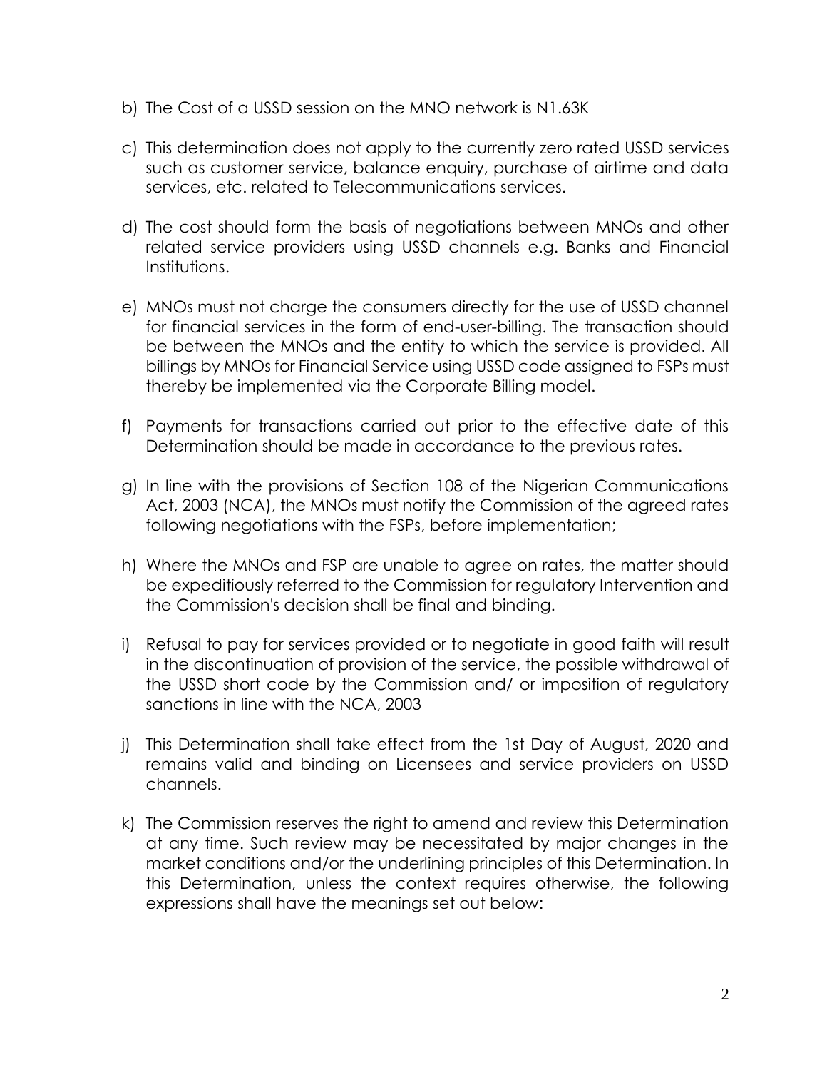b) The Cost of a USSD session on the MNO network is N1.63K

c) This determination does not apply to the currently zero rated USSD services such as customer service, balance enquiry, purchase of airtime and data services, etc. related to Telecommunications services.

d) The cost should form the basis of negotiations between MNOs and other related service providers using USSD channels e.g. Banks and Financial Institutions.

e) MNOs must not charge the consumers directly for the use of USSD channel for financial services in the form of end-user-billing. The transaction should be between the MNOs and the entity to which the service is provided. All billings by MNOs for Financial Service using USSD code assigned to FSPs must thereby be implemented via the Corporate Billing model.

f) Payments for transactions carried out prior to the effective date of this Determination should be made in accordance to the previous rates.

g) In line with the provisions of Section 108 of the Nigerian Communications Act, 2003 (NCA), the MNOs must notify the Commission of the agreed rates following negotiations with the FSPs, before implementation;

h) Where the MNOs and FSP are unable to agree on rates, the matter should be expeditiously referred to the Commission for regulatory Intervention and the Commission's decision shall be final and binding.

i) Refusal to pay for services provided or to negotiate in good faith will result in the discontinuation of provision of the service, the possible withdrawal of the USSD short code by the Commission and/ or imposition of regulatory sanctions in line with the NCA, 2003

j) This Determination shall take effect from the 1st Day of August, 2020 and remains valid and binding on Licensees and service providers on USSD channels.

k) The Commission reserves the right to amend and review this Determination at any time. Such review may be necessitated by major changes in the market conditions and/or the underlining principles of this Determination. In this Determination, unless the context requires otherwise, the following expressions shall have the meanings set out below: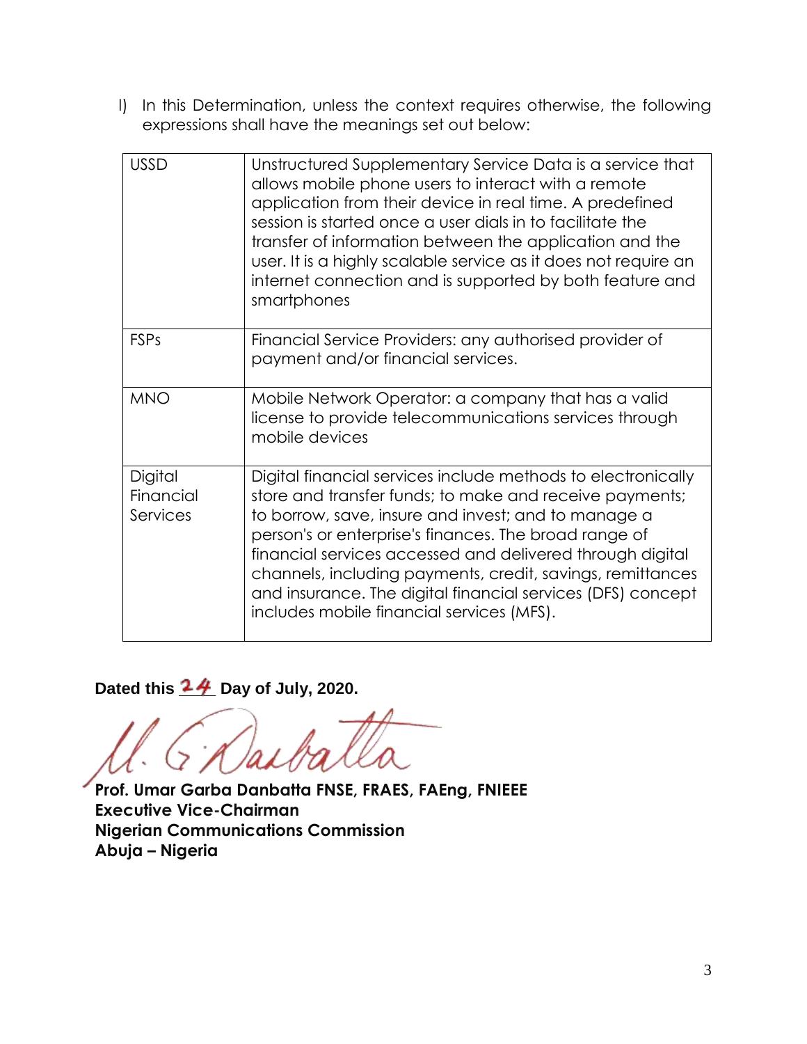l) In this Determination, unless the context requires otherwise, the following expressions shall have the meanings set out below:

| | |
|---|---|
| USSD | Unstructured Supplementary Service Data is a service that allows mobile phone users to interact with a remote application from their device in real time. A predefined session is started once a user dials in to facilitate the transfer of information between the application and the user. It is a highly scalable service as it does not require an internet connection and is supported by both feature and smartphones |
| FSPs | Financial Service Providers: any authorised provider of payment and/or financial services. |
| MNO | Mobile Network Operator: a company that has a valid license to provide telecommunications services through mobile devices |
| Digital Financial Services | Digital financial services include methods to electronically store and transfer funds; to make and receive payments; to borrow, save, insure and invest; and to manage a person's or enterprise's finances. The broad range of financial services accessed and delivered through digital channels, including payments, credit, savings, remittances and insurance. The digital financial services (DFS) concept includes mobile financial services (MFS). |

**Dated this 24 Day of July, 2020.**

**Prof. Umar Garba Danbatta FNSE, FRAES, FAEng, FNIEEE**
**Executive Vice-Chairman**
**Nigerian Communications Commission**
**Abuja – Nigeria**